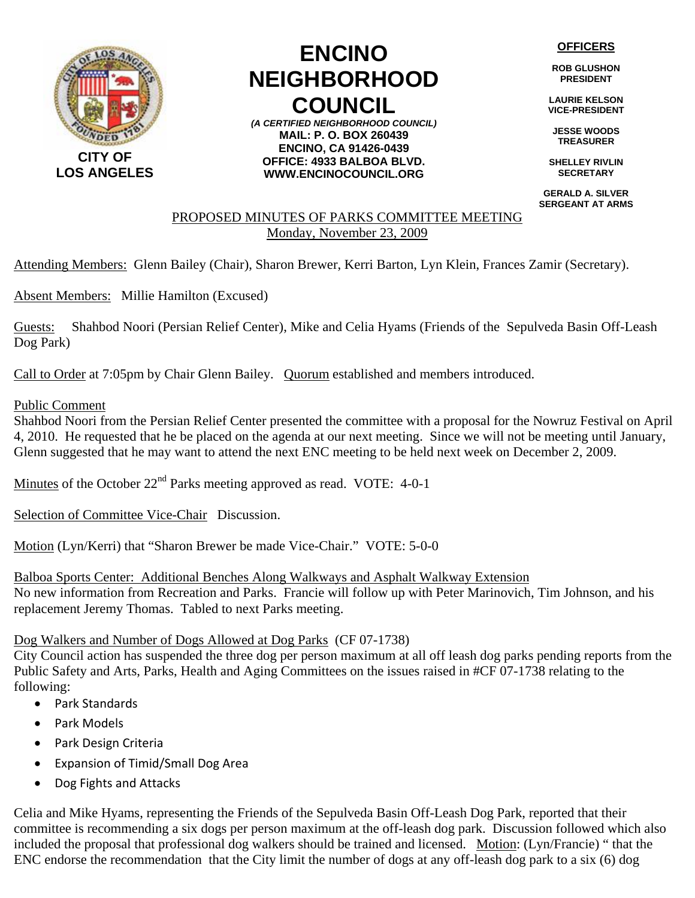CITY OF LOS ANGELES

# ENCINO NEIGHBORHOOD COUNCIL

*(A CERTIFIED NEIGHBORHOOD COUNCIL)*
**MAIL: P. O. BOX 260439**
**ENCINO, CA 91426-0439**
**OFFICE: 4933 BALBOA BLVD.**
**WWW.ENCINOCOUNCIL.ORG**

**OFFICERS**

**ROB GLUSHON**
**PRESIDENT**

**LAURIE KELSON**
**VICE-PRESIDENT**

**JESSE WOODS**
**TREASURER**

**SHELLEY RIVLIN**
**SECRETARY**

**GERALD A. SILVER**
**SERGEANT AT ARMS**

## PROPOSED MINUTES OF PARKS COMMITTEE MEETING
Monday, November 23, 2009

Attending Members: Glenn Bailey (Chair), Sharon Brewer, Kerri Barton, Lyn Klein, Frances Zamir (Secretary).

Absent Members: Millie Hamilton (Excused)

Guests: Shahbod Noori (Persian Relief Center), Mike and Celia Hyams (Friends of the Sepulveda Basin Off-Leash Dog Park)

Call to Order at 7:05pm by Chair Glenn Bailey. Quorum established and members introduced.

Public Comment
Shahbod Noori from the Persian Relief Center presented the committee with a proposal for the Nowruz Festival on April 4, 2010. He requested that he be placed on the agenda at our next meeting. Since we will not be meeting until January, Glenn suggested that he may want to attend the next ENC meeting to be held next week on December 2, 2009.

Minutes of the October 22nd Parks meeting approved as read. VOTE: 4-0-1

Selection of Committee Vice-Chair Discussion.

Motion (Lyn/Kerri) that "Sharon Brewer be made Vice-Chair." VOTE: 5-0-0

Balboa Sports Center: Additional Benches Along Walkways and Asphalt Walkway Extension
No new information from Recreation and Parks. Francie will follow up with Peter Marinovich, Tim Johnson, and his replacement Jeremy Thomas. Tabled to next Parks meeting.

Dog Walkers and Number of Dogs Allowed at Dog Parks (CF 07-1738)
City Council action has suspended the three dog per person maximum at all off leash dog parks pending reports from the Public Safety and Arts, Parks, Health and Aging Committees on the issues raised in #CF 07-1738 relating to the following:

- Park Standards
- Park Models
- Park Design Criteria
- Expansion of Timid/Small Dog Area
- Dog Fights and Attacks

Celia and Mike Hyams, representing the Friends of the Sepulveda Basin Off-Leash Dog Park, reported that their committee is recommending a six dogs per person maximum at the off-leash dog park. Discussion followed which also included the proposal that professional dog walkers should be trained and licensed. Motion: (Lyn/Francie) " that the ENC endorse the recommendation that the City limit the number of dogs at any off-leash dog park to a six (6) dog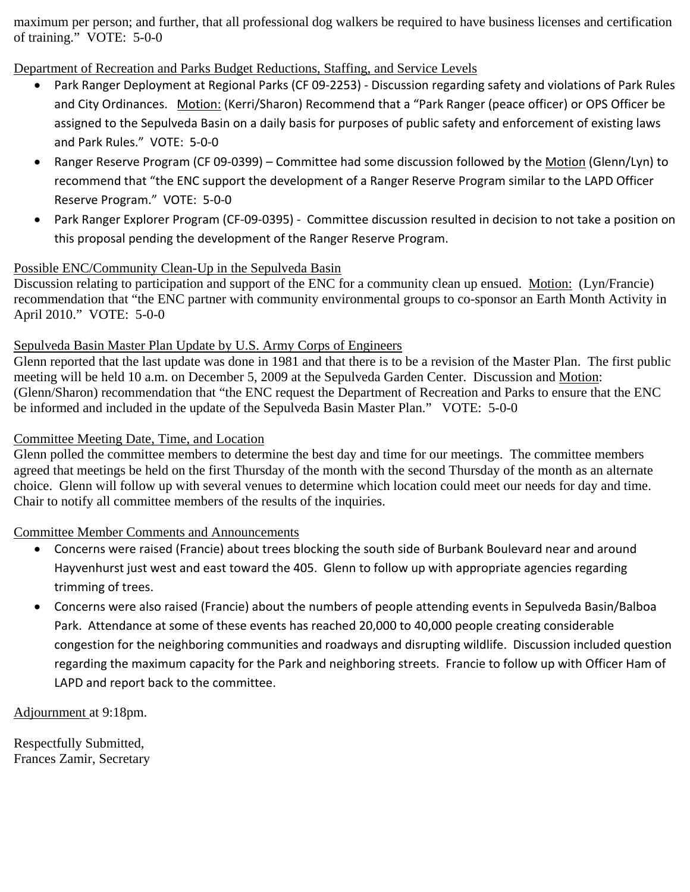maximum per person; and further, that all professional dog walkers be required to have business licenses and certification of training." VOTE: 5-0-0

Department of Recreation and Parks Budget Reductions, Staffing, and Service Levels

- Park Ranger Deployment at Regional Parks (CF 09-2253) - Discussion regarding safety and violations of Park Rules and City Ordinances. Motion: (Kerri/Sharon) Recommend that a "Park Ranger (peace officer) or OPS Officer be assigned to the Sepulveda Basin on a daily basis for purposes of public safety and enforcement of existing laws and Park Rules." VOTE: 5-0-0
- Ranger Reserve Program (CF 09-0399) – Committee had some discussion followed by the Motion (Glenn/Lyn) to recommend that "the ENC support the development of a Ranger Reserve Program similar to the LAPD Officer Reserve Program." VOTE: 5-0-0
- Park Ranger Explorer Program (CF-09-0395) - Committee discussion resulted in decision to not take a position on this proposal pending the development of the Ranger Reserve Program.

Possible ENC/Community Clean-Up in the Sepulveda Basin

Discussion relating to participation and support of the ENC for a community clean up ensued. Motion: (Lyn/Francie) recommendation that "the ENC partner with community environmental groups to co-sponsor an Earth Month Activity in April 2010." VOTE: 5-0-0

Sepulveda Basin Master Plan Update by U.S. Army Corps of Engineers

Glenn reported that the last update was done in 1981 and that there is to be a revision of the Master Plan. The first public meeting will be held 10 a.m. on December 5, 2009 at the Sepulveda Garden Center. Discussion and Motion: (Glenn/Sharon) recommendation that "the ENC request the Department of Recreation and Parks to ensure that the ENC be informed and included in the update of the Sepulveda Basin Master Plan." VOTE: 5-0-0

Committee Meeting Date, Time, and Location

Glenn polled the committee members to determine the best day and time for our meetings. The committee members agreed that meetings be held on the first Thursday of the month with the second Thursday of the month as an alternate choice. Glenn will follow up with several venues to determine which location could meet our needs for day and time. Chair to notify all committee members of the results of the inquiries.

Committee Member Comments and Announcements

- Concerns were raised (Francie) about trees blocking the south side of Burbank Boulevard near and around Hayvenhurst just west and east toward the 405. Glenn to follow up with appropriate agencies regarding trimming of trees.
- Concerns were also raised (Francie) about the numbers of people attending events in Sepulveda Basin/Balboa Park. Attendance at some of these events has reached 20,000 to 40,000 people creating considerable congestion for the neighboring communities and roadways and disrupting wildlife. Discussion included question regarding the maximum capacity for the Park and neighboring streets. Francie to follow up with Officer Ham of LAPD and report back to the committee.

Adjournment at 9:18pm.

Respectfully Submitted,
Frances Zamir, Secretary